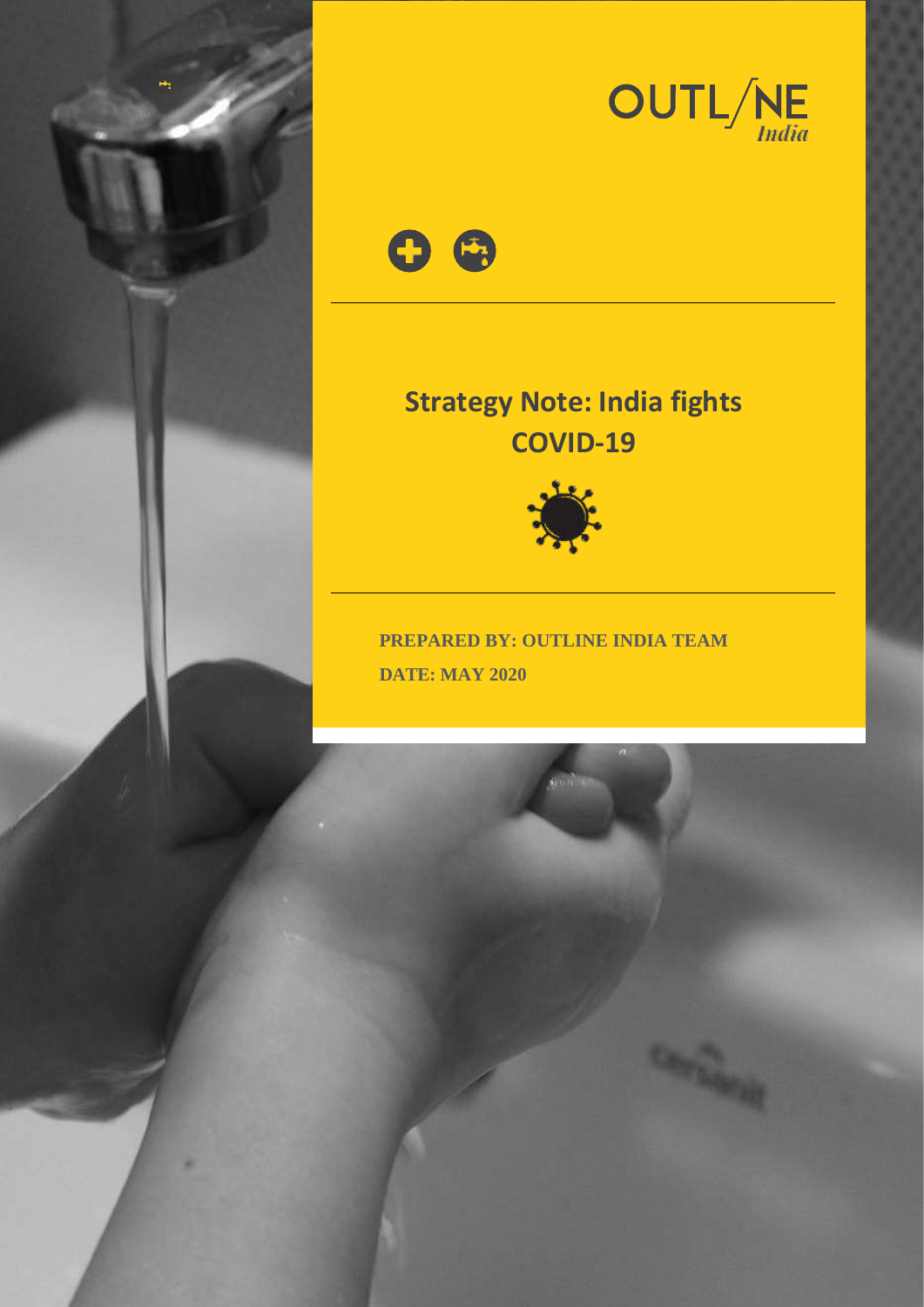OUTLINE India

# Strategy Note: India fights COVID-19

**PREPARED BY: OUTLINE INDIA TEAM**

**DATE: MAY 2020**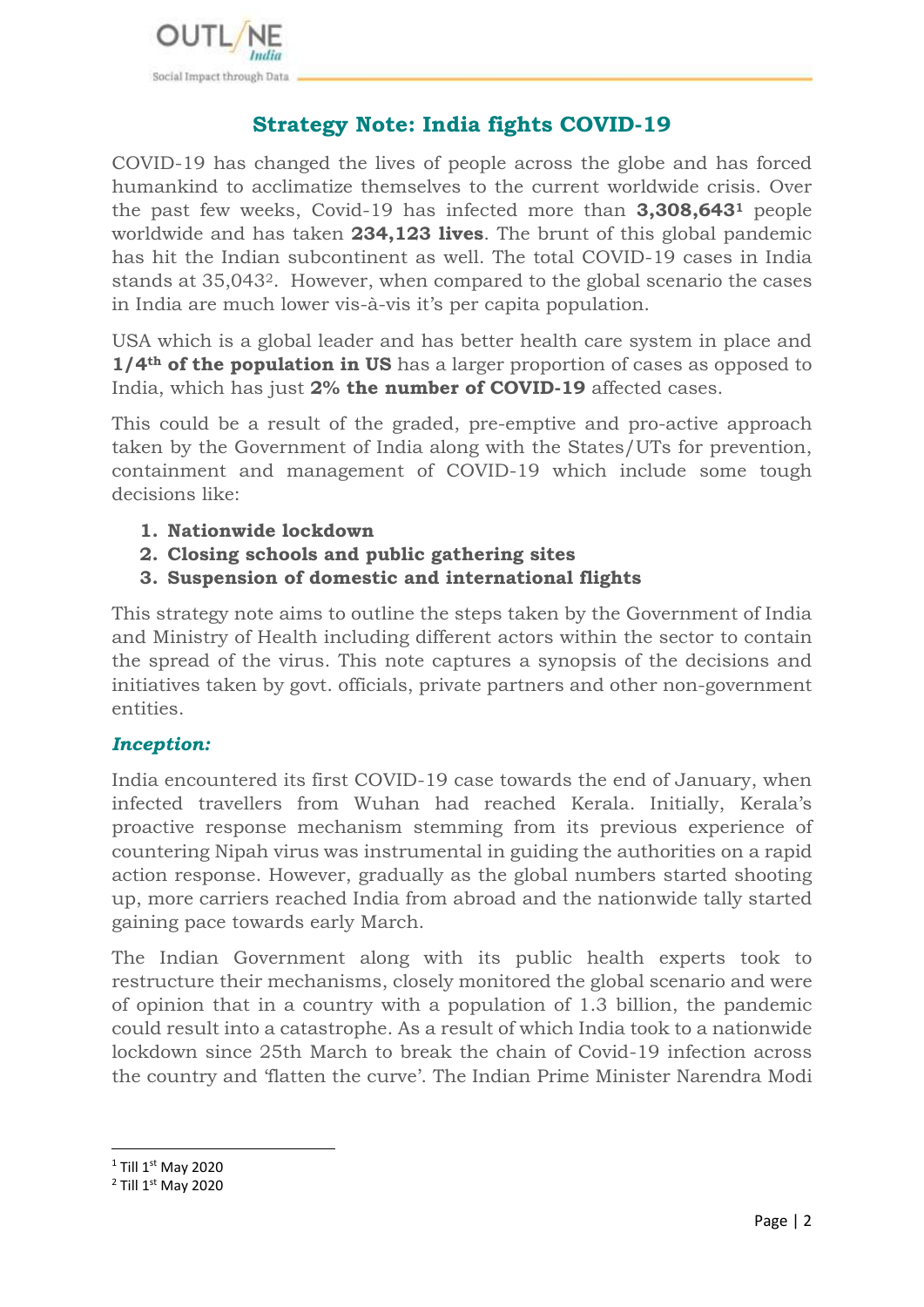## Strategy Note: India fights COVID-19

COVID-19 has changed the lives of people across the globe and has forced humankind to acclimatize themselves to the current worldwide crisis. Over the past few weeks, Covid-19 has infected more than **3,308,643[1]** people worldwide and has taken **234,123 lives**. The brunt of this global pandemic has hit the Indian subcontinent as well. The total COVID-19 cases in India stands at 35,043[2]. However, when compared to the global scenario the cases in India are much lower vis-à-vis it's per capita population.

USA which is a global leader and has better health care system in place and **1/4th of the population in US** has a larger proportion of cases as opposed to India, which has just **2% the number of COVID-19** affected cases.

This could be a result of the graded, pre-emptive and pro-active approach taken by the Government of India along with the States/UTs for prevention, containment and management of COVID-19 which include some tough decisions like:

1. **Nationwide lockdown**
2. **Closing schools and public gathering sites**
3. **Suspension of domestic and international flights**

This strategy note aims to outline the steps taken by the Government of India and Ministry of Health including different actors within the sector to contain the spread of the virus. This note captures a synopsis of the decisions and initiatives taken by govt. officials, private partners and other non-government entities.

### *Inception:*

India encountered its first COVID-19 case towards the end of January, when infected travellers from Wuhan had reached Kerala. Initially, Kerala's proactive response mechanism stemming from its previous experience of countering Nipah virus was instrumental in guiding the authorities on a rapid action response. However, gradually as the global numbers started shooting up, more carriers reached India from abroad and the nationwide tally started gaining pace towards early March.

The Indian Government along with its public health experts took to restructure their mechanisms, closely monitored the global scenario and were of opinion that in a country with a population of 1.3 billion, the pandemic could result into a catastrophe. As a result of which India took to a nationwide lockdown since 25th March to break the chain of Covid-19 infection across the country and 'flatten the curve'. The Indian Prime Minister Narendra Modi

[1] Till 1st May 2020

[2] Till 1st May 2020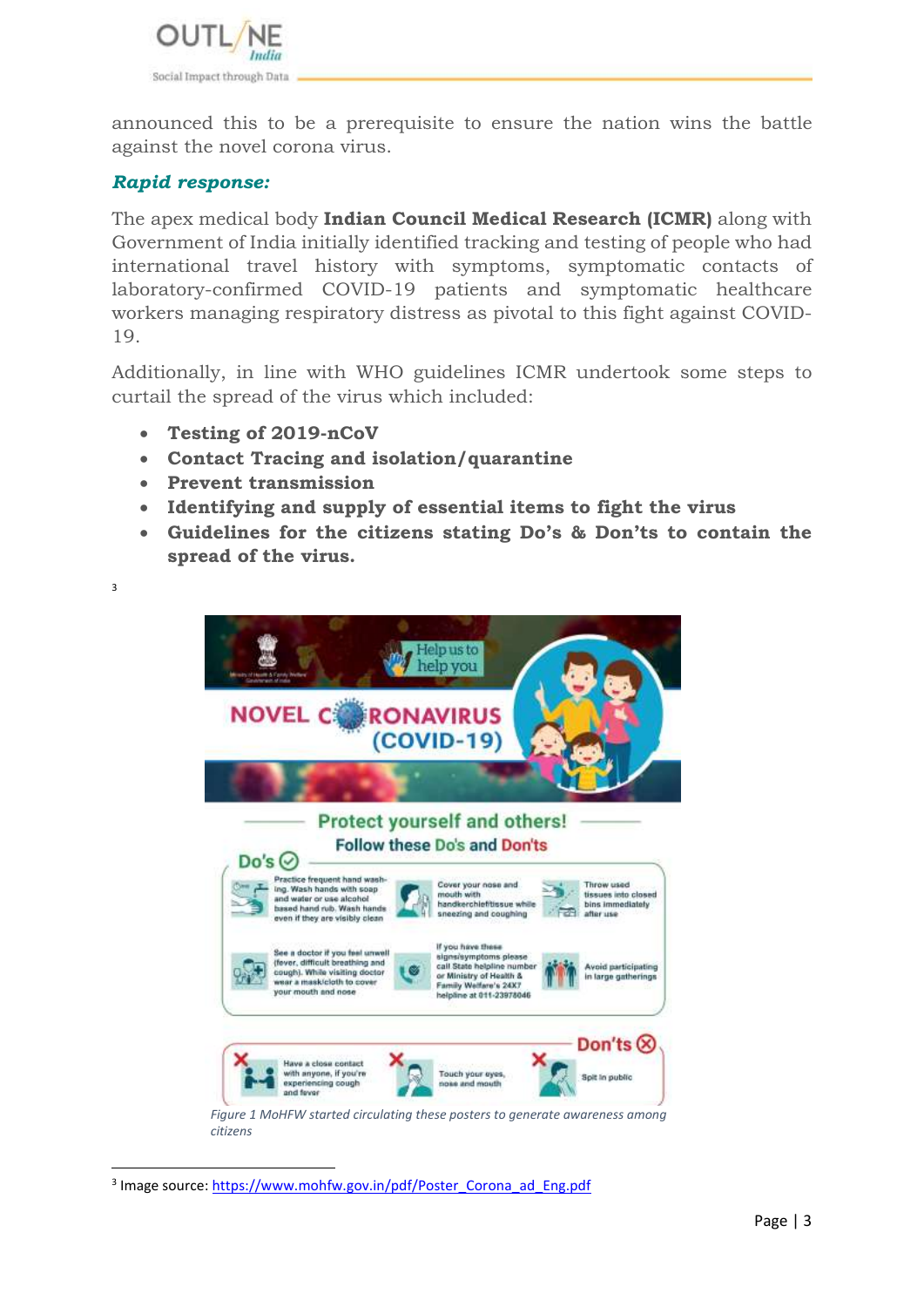announced this to be a prerequisite to ensure the nation wins the battle against the novel corona virus.

***Rapid response:***

The apex medical body **Indian Council Medical Research (ICMR)** along with Government of India initially identified tracking and testing of people who had international travel history with symptoms, symptomatic contacts of laboratory-confirmed COVID-19 patients and symptomatic healthcare workers managing respiratory distress as pivotal to this fight against COVID-19.

Additionally, in line with WHO guidelines ICMR undertook some steps to curtail the spread of the virus which included:

- **Testing of 2019-nCoV**
- **Contact Tracing and isolation/quarantine**
- **Prevent transmission**
- **Identifying and supply of essential items to fight the virus**
- **Guidelines for the citizens stating Do's & Don'ts to contain the spread of the virus.**

[3]

*Figure 1 MoHFW started circulating these posters to generate awareness among citizens*

---

[3] Image source: https://www.mohfw.gov.in/pdf/Poster_Corona_ad_Eng.pdf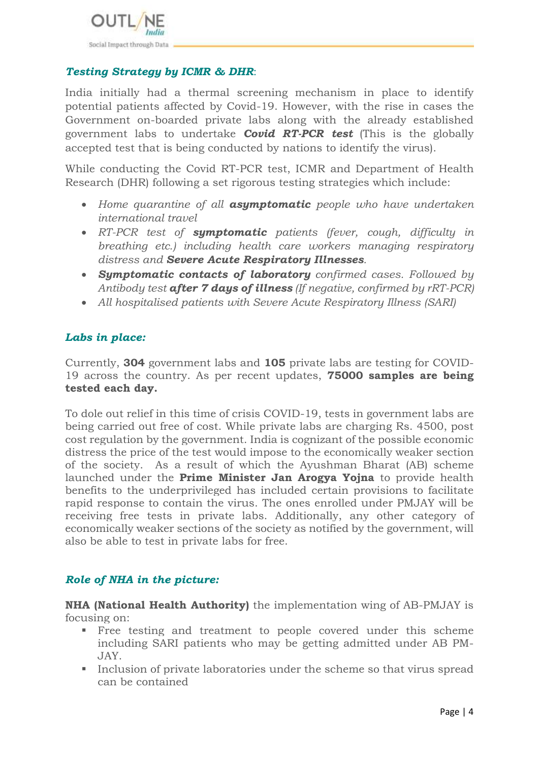### *Testing Strategy by ICMR & DHR*:

India initially had a thermal screening mechanism in place to identify potential patients affected by Covid-19. However, with the rise in cases the Government on-boarded private labs along with the already established government labs to undertake ***Covid RT-PCR test*** (This is the globally accepted test that is being conducted by nations to identify the virus).

While conducting the Covid RT-PCR test, ICMR and Department of Health Research (DHR) following a set rigorous testing strategies which include:

- *Home quarantine of all **asymptomatic** people who have undertaken international travel*
- *RT-PCR test of **symptomatic** patients (fever, cough, difficulty in breathing etc.) including health care workers managing respiratory distress and **Severe Acute Respiratory Illnesses**.*
- ***Symptomatic contacts of laboratory** confirmed cases. Followed by Antibody test **after 7 days of illness** (If negative, confirmed by rRT-PCR)*
- *All hospitalised patients with Severe Acute Respiratory Illness (SARI)*

### *Labs in place:*

Currently, **304** government labs and **105** private labs are testing for COVID-19 across the country. As per recent updates, **75000 samples are being tested each day.**

To dole out relief in this time of crisis COVID-19, tests in government labs are being carried out free of cost. While private labs are charging Rs. 4500, post cost regulation by the government. India is cognizant of the possible economic distress the price of the test would impose to the economically weaker section of the society. As a result of which the Ayushman Bharat (AB) scheme launched under the **Prime Minister Jan Arogya Yojna** to provide health benefits to the underprivileged has included certain provisions to facilitate rapid response to contain the virus. The ones enrolled under PMJAY will be receiving free tests in private labs. Additionally, any other category of economically weaker sections of the society as notified by the government, will also be able to test in private labs for free.

### *Role of NHA in the picture:*

**NHA (National Health Authority)** the implementation wing of AB-PMJAY is focusing on:

- Free testing and treatment to people covered under this scheme including SARI patients who may be getting admitted under AB PM-JAY.
- Inclusion of private laboratories under the scheme so that virus spread can be contained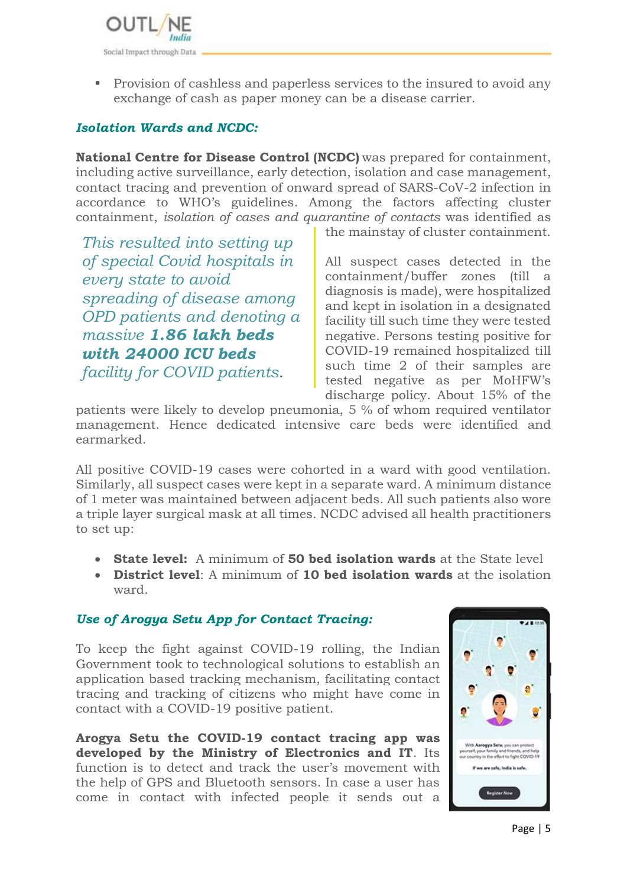- Provision of cashless and paperless services to the insured to avoid any exchange of cash as paper money can be a disease carrier.

### *Isolation Wards and NCDC:*

**National Centre for Disease Control (NCDC)** was prepared for containment, including active surveillance, early detection, isolation and case management, contact tracing and prevention of onward spread of SARS-CoV-2 infection in accordance to WHO's guidelines. Among the factors affecting cluster containment, *isolation of cases and quarantine of contacts* was identified as the mainstay of cluster containment.

> *This resulted into setting up of special Covid hospitals in every state to avoid spreading of disease among OPD patients and denoting a massive* ***1.86 lakh beds with 24000 ICU beds*** *facility for COVID patients.*

All suspect cases detected in the containment/buffer zones (till a diagnosis is made), were hospitalized and kept in isolation in a designated facility till such time they were tested negative. Persons testing positive for COVID-19 remained hospitalized till such time 2 of their samples are tested negative as per MoHFW's discharge policy. About 15% of the patients were likely to develop pneumonia, 5 % of whom required ventilator management. Hence dedicated intensive care beds were identified and earmarked.

All positive COVID-19 cases were cohorted in a ward with good ventilation. Similarly, all suspect cases were kept in a separate ward. A minimum distance of 1 meter was maintained between adjacent beds. All such patients also wore a triple layer surgical mask at all times. NCDC advised all health practitioners to set up:

- **State level:** A minimum of **50 bed isolation wards** at the State level
- **District level**: A minimum of **10 bed isolation wards** at the isolation ward.

### *Use of Arogya Setu App for Contact Tracing:*

To keep the fight against COVID-19 rolling, the Indian Government took to technological solutions to establish an application based tracking mechanism, facilitating contact tracing and tracking of citizens who might have come in contact with a COVID-19 positive patient.

**Arogya Setu the COVID-19 contact tracing app was developed by the Ministry of Electronics and IT**. Its function is to detect and track the user's movement with the help of GPS and Bluetooth sensors. In case a user has come in contact with infected people it sends out a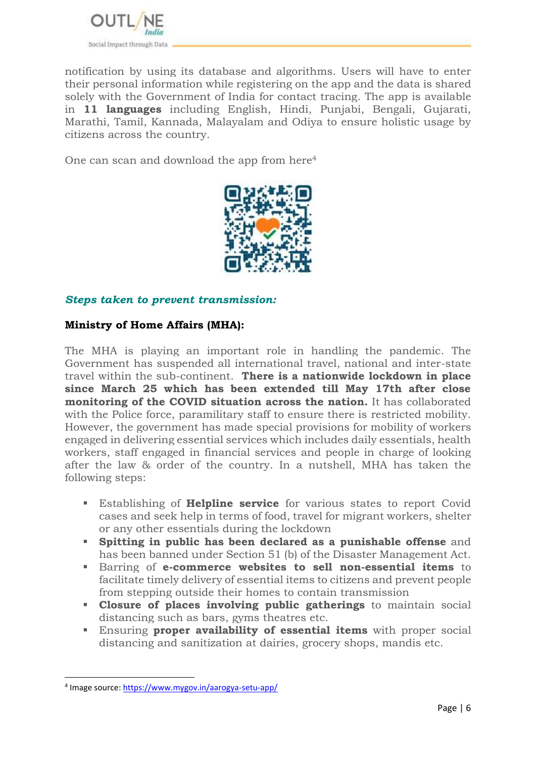notification by using its database and algorithms. Users will have to enter their personal information while registering on the app and the data is shared solely with the Government of India for contact tracing. The app is available in **11 languages** including English, Hindi, Punjabi, Bengali, Gujarati, Marathi, Tamil, Kannada, Malayalam and Odiya to ensure holistic usage by citizens across the country.

One can scan and download the app from here[4]

***Steps taken to prevent transmission:***

**Ministry of Home Affairs (MHA):**

The MHA is playing an important role in handling the pandemic. The Government has suspended all international travel, national and inter-state travel within the sub-continent. **There is a nationwide lockdown in place since March 25 which has been extended till May 17th after close monitoring of the COVID situation across the nation.** It has collaborated with the Police force, paramilitary staff to ensure there is restricted mobility. However, the government has made special provisions for mobility of workers engaged in delivering essential services which includes daily essentials, health workers, staff engaged in financial services and people in charge of looking after the law & order of the country. In a nutshell, MHA has taken the following steps:

- Establishing of **Helpline service** for various states to report Covid cases and seek help in terms of food, travel for migrant workers, shelter or any other essentials during the lockdown
- **Spitting in public has been declared as a punishable offense** and has been banned under Section 51 (b) of the Disaster Management Act.
- Barring of **e-commerce websites to sell non-essential items** to facilitate timely delivery of essential items to citizens and prevent people from stepping outside their homes to contain transmission
- **Closure of places involving public gatherings** to maintain social distancing such as bars, gyms theatres etc.
- Ensuring **proper availability of essential items** with proper social distancing and sanitization at dairies, grocery shops, mandis etc.

[4] Image source: https://www.mygov.in/aarogya-setu-app/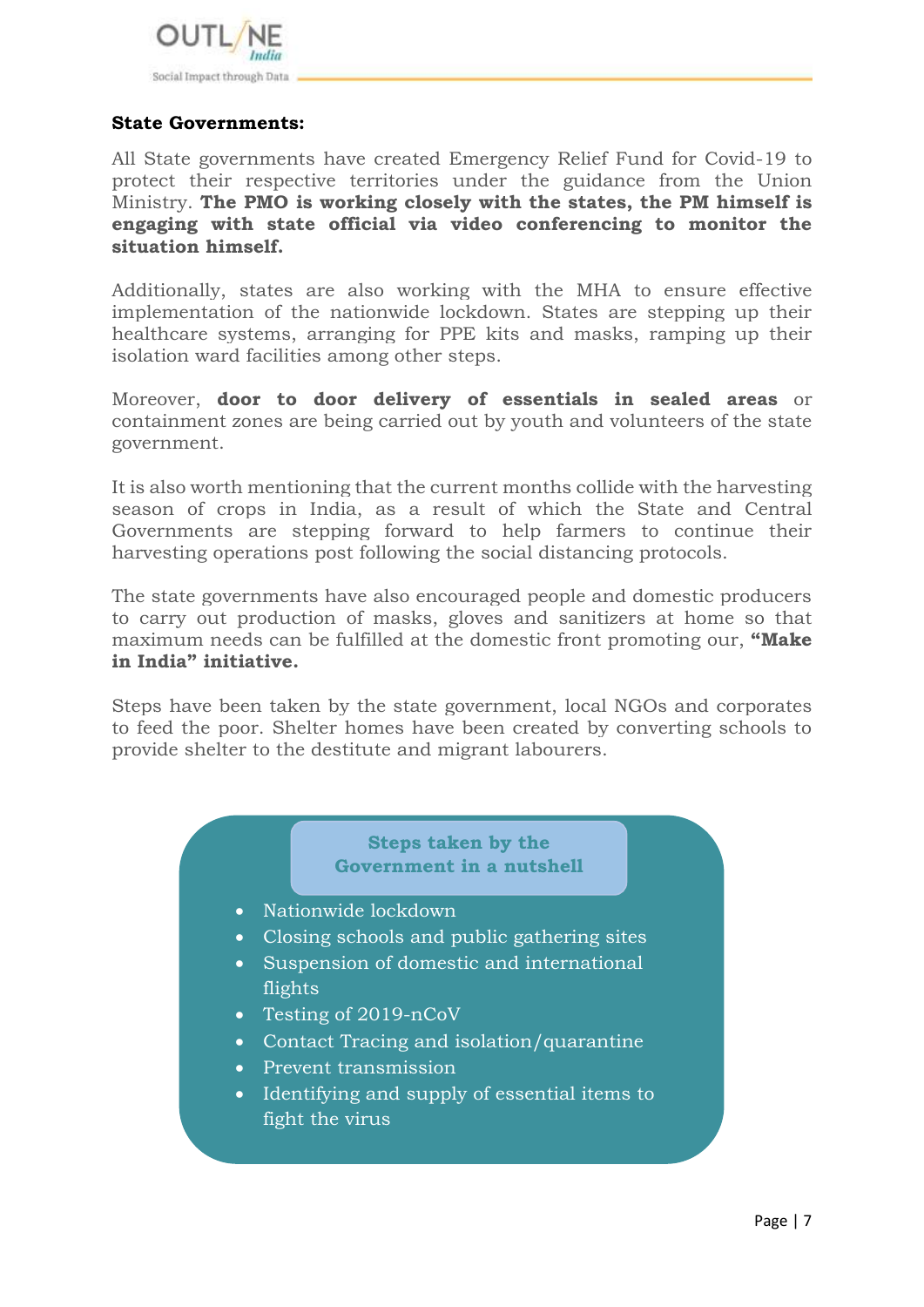**State Governments:**

All State governments have created Emergency Relief Fund for Covid-19 to protect their respective territories under the guidance from the Union Ministry. **The PMO is working closely with the states, the PM himself is engaging with state official via video conferencing to monitor the situation himself.**

Additionally, states are also working with the MHA to ensure effective implementation of the nationwide lockdown. States are stepping up their healthcare systems, arranging for PPE kits and masks, ramping up their isolation ward facilities among other steps.

Moreover, **door to door delivery of essentials in sealed areas** or containment zones are being carried out by youth and volunteers of the state government.

It is also worth mentioning that the current months collide with the harvesting season of crops in India, as a result of which the State and Central Governments are stepping forward to help farmers to continue their harvesting operations post following the social distancing protocols.

The state governments have also encouraged people and domestic producers to carry out production of masks, gloves and sanitizers at home so that maximum needs can be fulfilled at the domestic front promoting our, **"Make in India" initiative.**

Steps have been taken by the state government, local NGOs and corporates to feed the poor. Shelter homes have been created by converting schools to provide shelter to the destitute and migrant labourers.

**Steps taken by the Government in a nutshell**

- Nationwide lockdown
- Closing schools and public gathering sites
- Suspension of domestic and international flights
- Testing of 2019-nCoV
- Contact Tracing and isolation/quarantine
- Prevent transmission
- Identifying and supply of essential items to fight the virus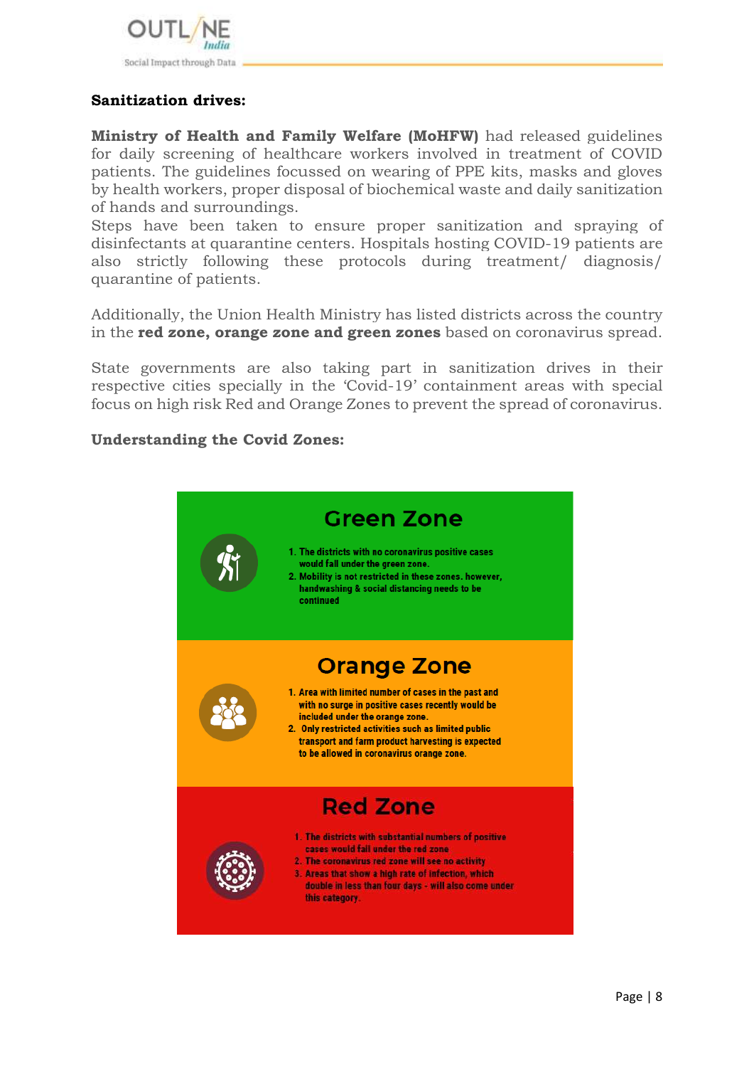**Sanitization drives:**

**Ministry of Health and Family Welfare (MoHFW)** had released guidelines for daily screening of healthcare workers involved in treatment of COVID patients. The guidelines focussed on wearing of PPE kits, masks and gloves by health workers, proper disposal of biochemical waste and daily sanitization of hands and surroundings.
Steps have been taken to ensure proper sanitization and spraying of disinfectants at quarantine centers. Hospitals hosting COVID-19 patients are also strictly following these protocols during treatment/ diagnosis/ quarantine of patients.

Additionally, the Union Health Ministry has listed districts across the country in the **red zone, orange zone and green zones** based on coronavirus spread.

State governments are also taking part in sanitization drives in their respective cities specially in the 'Covid-19' containment areas with special focus on high risk Red and Orange Zones to prevent the spread of coronavirus.

**Understanding the Covid Zones:**

## Green Zone

1. The districts with no coronavirus positive cases would fall under the green zone.
2. Mobility is not restricted in these zones. however, handwashing & social distancing needs to be continued

## Orange Zone

1. Area with limited number of cases in the past and with no surge in positive cases recently would be included under the orange zone.
2. Only restricted activities such as limited public transport and farm product harvesting is expected to be allowed in coronavirus orange zone.

## Red Zone

1. The districts with substantial numbers of positive cases would fall under the red zone
2. The coronavirus red zone will see no activity
3. Areas that show a high rate of infection, which double in less than four days - will also come under this category.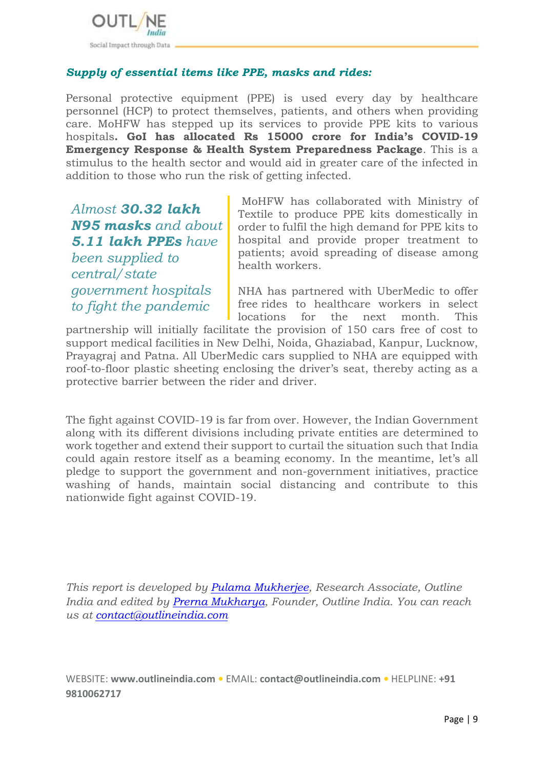### *Supply of essential items like PPE, masks and rides:*

Personal protective equipment (PPE) is used every day by healthcare personnel (HCP) to protect themselves, patients, and others when providing care. MoHFW has stepped up its services to provide PPE kits to various hospitals**. GoI has allocated Rs 15000 crore for India's COVID-19 Emergency Response & Health System Preparedness Package**. This is a stimulus to the health sector and would aid in greater care of the infected in addition to those who run the risk of getting infected.

> *Almost **30.32 lakh N95 masks** and about **5.11 lakh PPEs** have been supplied to central/ state government hospitals to fight the pandemic*

MoHFW has collaborated with Ministry of Textile to produce PPE kits domestically in order to fulfil the high demand for PPE kits to hospital and provide proper treatment to patients; avoid spreading of disease among health workers.

NHA has partnered with UberMedic to offer free rides to healthcare workers in select locations for the next month. This partnership will initially facilitate the provision of 150 cars free of cost to support medical facilities in New Delhi, Noida, Ghaziabad, Kanpur, Lucknow, Prayagraj and Patna. All UberMedic cars supplied to NHA are equipped with roof-to-floor plastic sheeting enclosing the driver's seat, thereby acting as a protective barrier between the rider and driver.

The fight against COVID-19 is far from over. However, the Indian Government along with its different divisions including private entities are determined to work together and extend their support to curtail the situation such that India could again restore itself as a beaming economy. In the meantime, let's all pledge to support the government and non-government initiatives, practice washing of hands, maintain social distancing and contribute to this nationwide fight against COVID-19.

*This report is developed by [Pulama Mukherjee](), Research Associate, Outline India and edited by [Prerna Mukharya](), Founder, Outline India. You can reach us at [contact@outlineindia.com]()*

WEBSITE: **www.outlineindia.com** • EMAIL: **contact@outlineindia.com** • HELPLINE: **+91 9810062717**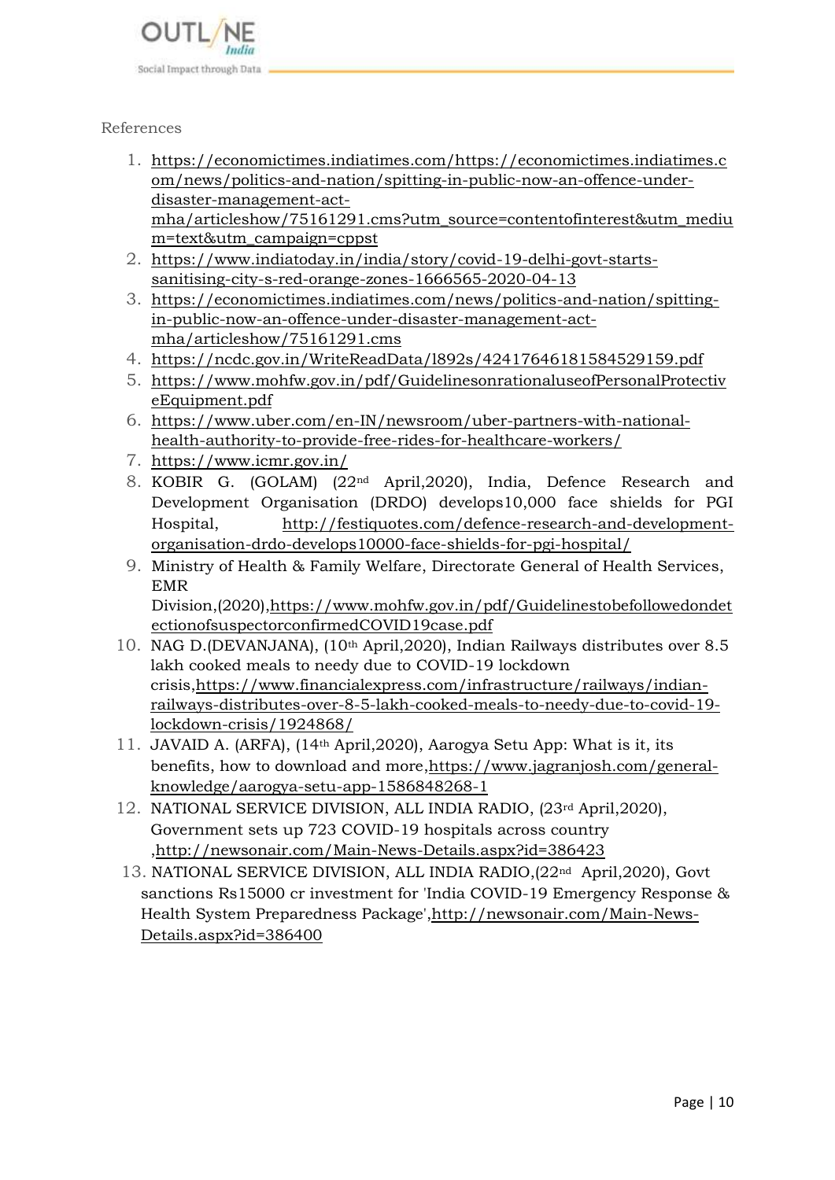References

1. https://economictimes.indiatimes.com/https://economictimes.indiatimes.com/news/politics-and-nation/spitting-in-public-now-an-offence-under-disaster-management-act-mha/articleshow/75161291.cms?utm_source=contentofinterest&utm_medium=text&utm_campaign=cppst
2. https://www.indiatoday.in/india/story/covid-19-delhi-govt-starts-sanitising-city-s-red-orange-zones-1666565-2020-04-13
3. https://economictimes.indiatimes.com/news/politics-and-nation/spitting-in-public-now-an-offence-under-disaster-management-act-mha/articleshow/75161291.cms
4. https://ncdc.gov.in/WriteReadData/l892s/42417646181584529159.pdf
5. https://www.mohfw.gov.in/pdf/GuidelinesonrationaluseofPersonalProtectiveEquipment.pdf
6. https://www.uber.com/en-IN/newsroom/uber-partners-with-national-health-authority-to-provide-free-rides-for-healthcare-workers/
7. https://www.icmr.gov.in/
8. KOBIR G. (GOLAM) (22nd April,2020), India, Defence Research and Development Organisation (DRDO) develops10,000 face shields for PGI Hospital, http://festiquotes.com/defence-research-and-development-organisation-drdo-develops10000-face-shields-for-pgi-hospital/
9. Ministry of Health & Family Welfare, Directorate General of Health Services, EMR Division,(2020),https://www.mohfw.gov.in/pdf/GuidelinestobefollowedondetectionofsuspectorconfirmedCOVID19case.pdf
10. NAG D.(DEVANJANA), (10th April,2020), Indian Railways distributes over 8.5 lakh cooked meals to needy due to COVID-19 lockdown crisis,https://www.financialexpress.com/infrastructure/railways/indian-railways-distributes-over-8-5-lakh-cooked-meals-to-needy-due-to-covid-19-lockdown-crisis/1924868/
11. JAVAID A. (ARFA), (14th April,2020), Aarogya Setu App: What is it, its benefits, how to download and more,https://www.jagranjosh.com/general-knowledge/aarogya-setu-app-1586848268-1
12. NATIONAL SERVICE DIVISION, ALL INDIA RADIO, (23rd April,2020), Government sets up 723 COVID-19 hospitals across country ,http://newsonair.com/Main-News-Details.aspx?id=386423
13. NATIONAL SERVICE DIVISION, ALL INDIA RADIO,(22nd April,2020), Govt sanctions Rs15000 cr investment for 'India COVID-19 Emergency Response & Health System Preparedness Package',http://newsonair.com/Main-News-Details.aspx?id=386400